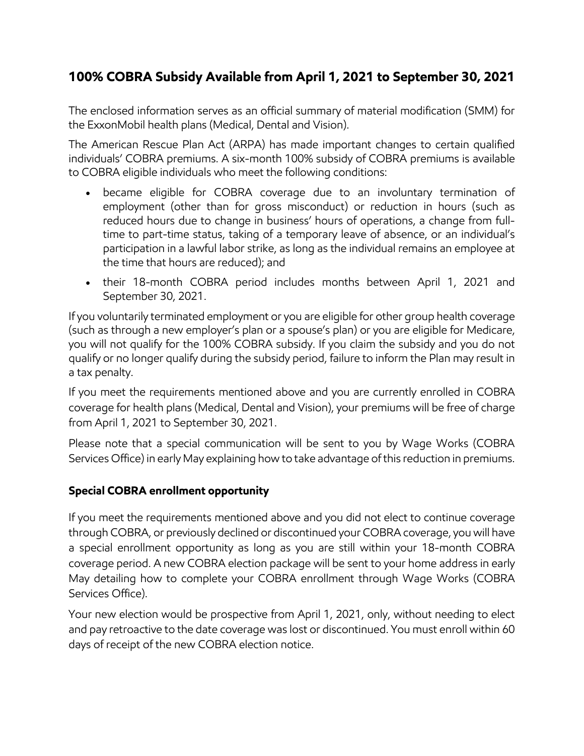# 100% COBRA Subsidy Available from April 1, 2021 to September 30, 2021

The enclosed information serves as an official summary of material modification (SMM) for the ExxonMobil health plans (Medical, Dental and Vision).

The American Rescue Plan Act (ARPA) has made important changes to certain qualified individuals' COBRA premiums. A six-month 100% subsidy of COBRA premiums is available to COBRA eligible individuals who meet the following conditions:

- became eligible for COBRA coverage due to an involuntary termination of employment (other than for gross misconduct) or reduction in hours (such as reduced hours due to change in business' hours of operations, a change from full-time to part-time status, taking of a temporary leave of absence, or an individual's participation in a lawful labor strike, as long as the individual remains an employee at the time that hours are reduced); and
- their 18-month COBRA period includes months between April 1, 2021 and September 30, 2021.

If you voluntarily terminated employment or you are eligible for other group health coverage (such as through a new employer's plan or a spouse's plan) or you are eligible for Medicare, you will not qualify for the 100% COBRA subsidy. If you claim the subsidy and you do not qualify or no longer qualify during the subsidy period, failure to inform the Plan may result in a tax penalty.

If you meet the requirements mentioned above and you are currently enrolled in COBRA coverage for health plans (Medical, Dental and Vision), your premiums will be free of charge from April 1, 2021 to September 30, 2021.

Please note that a special communication will be sent to you by Wage Works (COBRA Services Office) in early May explaining how to take advantage of this reduction in premiums.

## Special COBRA enrollment opportunity

If you meet the requirements mentioned above and you did not elect to continue coverage through COBRA, or previously declined or discontinued your COBRA coverage, you will have a special enrollment opportunity as long as you are still within your 18-month COBRA coverage period. A new COBRA election package will be sent to your home address in early May detailing how to complete your COBRA enrollment through Wage Works (COBRA Services Office).

Your new election would be prospective from April 1, 2021, only, without needing to elect and pay retroactive to the date coverage was lost or discontinued. You must enroll within 60 days of receipt of the new COBRA election notice.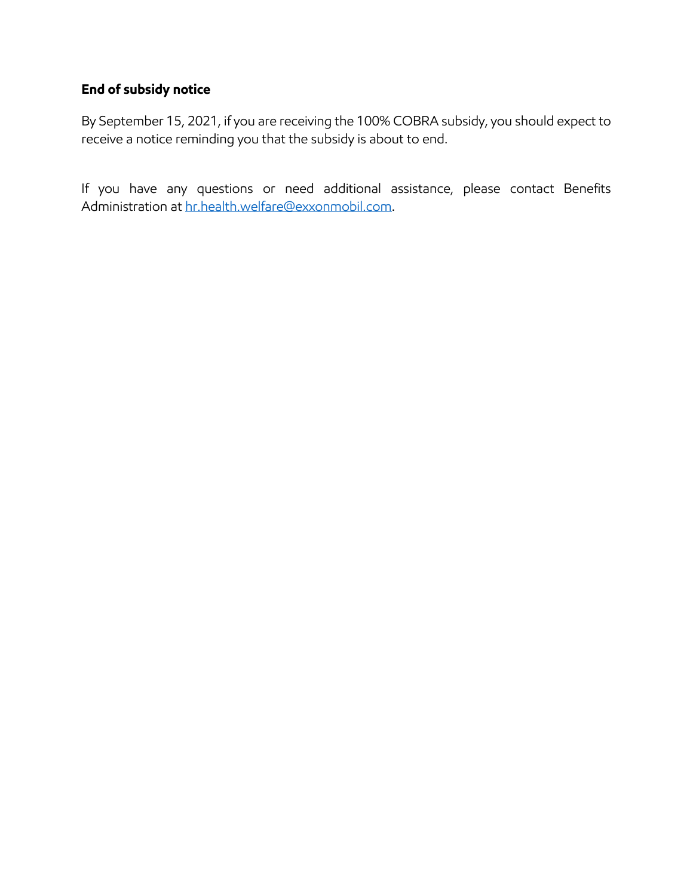**End of subsidy notice**

By September 15, 2021, if you are receiving the 100% COBRA subsidy, you should expect to receive a notice reminding you that the subsidy is about to end.

If you have any questions or need additional assistance, please contact Benefits Administration at [hr.health.welfare@exxonmobil.com](mailto:hr.health.welfare@exxonmobil.com).